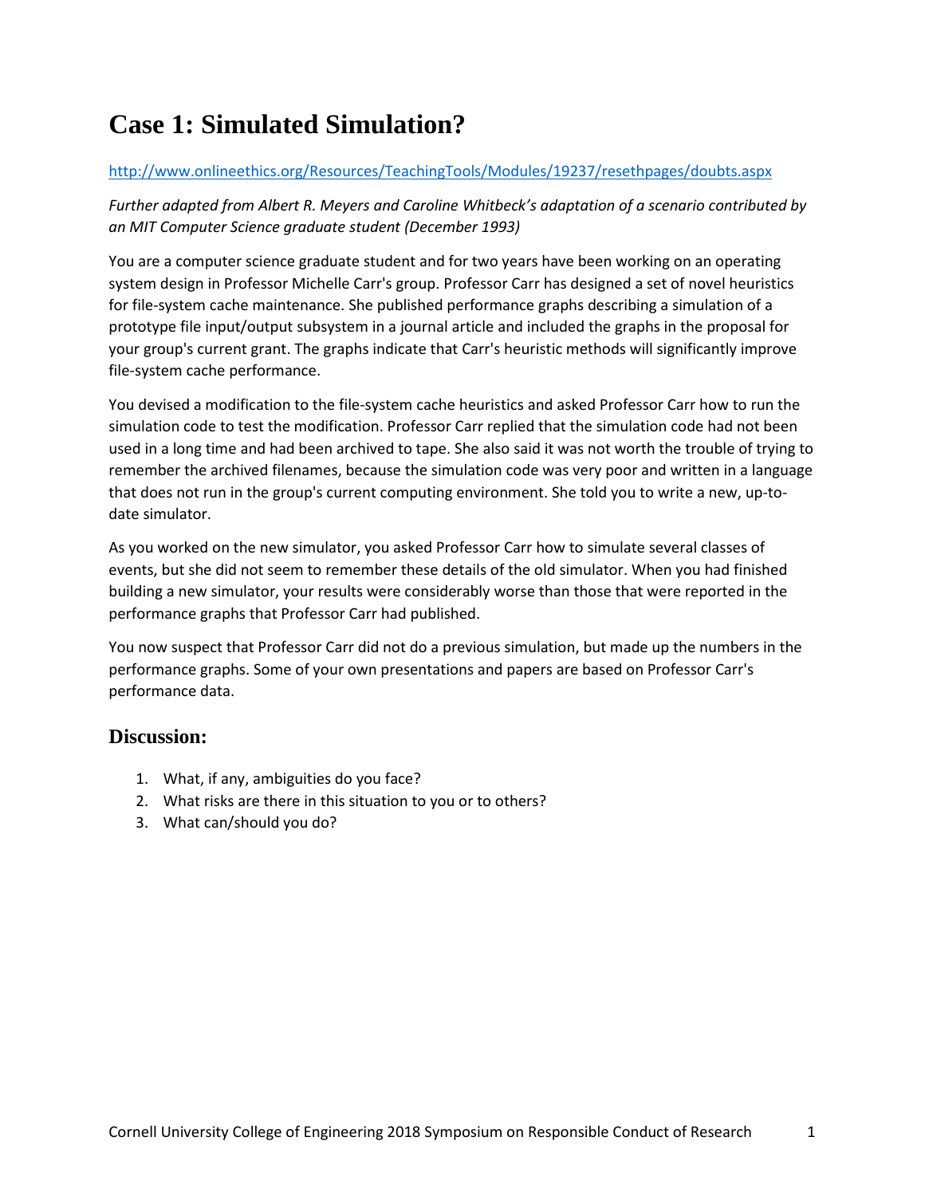# Case 1: Simulated Simulation?

http://www.onlineethics.org/Resources/TeachingTools/Modules/19237/resethpages/doubts.aspx

*Further adapted from Albert R. Meyers and Caroline Whitbeck's adaptation of a scenario contributed by an MIT Computer Science graduate student (December 1993)*

You are a computer science graduate student and for two years have been working on an operating system design in Professor Michelle Carr's group. Professor Carr has designed a set of novel heuristics for file-system cache maintenance. She published performance graphs describing a simulation of a prototype file input/output subsystem in a journal article and included the graphs in the proposal for your group's current grant. The graphs indicate that Carr's heuristic methods will significantly improve file-system cache performance.

You devised a modification to the file-system cache heuristics and asked Professor Carr how to run the simulation code to test the modification. Professor Carr replied that the simulation code had not been used in a long time and had been archived to tape. She also said it was not worth the trouble of trying to remember the archived filenames, because the simulation code was very poor and written in a language that does not run in the group's current computing environment. She told you to write a new, up-to-date simulator.

As you worked on the new simulator, you asked Professor Carr how to simulate several classes of events, but she did not seem to remember these details of the old simulator. When you had finished building a new simulator, your results were considerably worse than those that were reported in the performance graphs that Professor Carr had published.

You now suspect that Professor Carr did not do a previous simulation, but made up the numbers in the performance graphs. Some of your own presentations and papers are based on Professor Carr's performance data.

## Discussion:

1. What, if any, ambiguities do you face?
2. What risks are there in this situation to you or to others?
3. What can/should you do?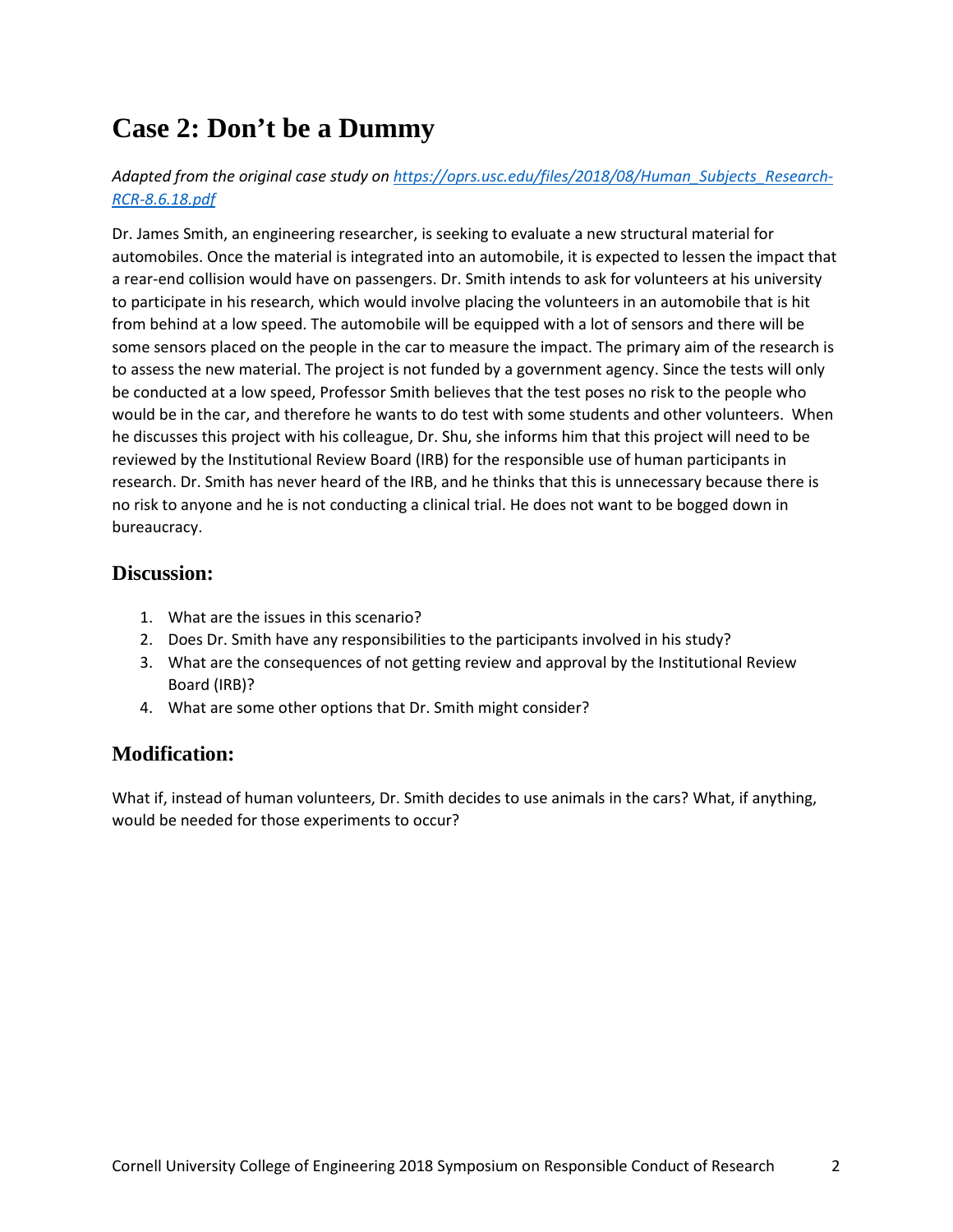# Case 2: Don't be a Dummy

*Adapted from the original case study on [https://oprs.usc.edu/files/2018/08/Human_Subjects_Research-RCR-8.6.18.pdf](https://oprs.usc.edu/files/2018/08/Human_Subjects_Research-RCR-8.6.18.pdf)*

Dr. James Smith, an engineering researcher, is seeking to evaluate a new structural material for automobiles. Once the material is integrated into an automobile, it is expected to lessen the impact that a rear-end collision would have on passengers. Dr. Smith intends to ask for volunteers at his university to participate in his research, which would involve placing the volunteers in an automobile that is hit from behind at a low speed. The automobile will be equipped with a lot of sensors and there will be some sensors placed on the people in the car to measure the impact. The primary aim of the research is to assess the new material. The project is not funded by a government agency. Since the tests will only be conducted at a low speed, Professor Smith believes that the test poses no risk to the people who would be in the car, and therefore he wants to do test with some students and other volunteers. When he discusses this project with his colleague, Dr. Shu, she informs him that this project will need to be reviewed by the Institutional Review Board (IRB) for the responsible use of human participants in research. Dr. Smith has never heard of the IRB, and he thinks that this is unnecessary because there is no risk to anyone and he is not conducting a clinical trial. He does not want to be bogged down in bureaucracy.

## Discussion:

1. What are the issues in this scenario?
2. Does Dr. Smith have any responsibilities to the participants involved in his study?
3. What are the consequences of not getting review and approval by the Institutional Review Board (IRB)?
4. What are some other options that Dr. Smith might consider?

## Modification:

What if, instead of human volunteers, Dr. Smith decides to use animals in the cars? What, if anything, would be needed for those experiments to occur?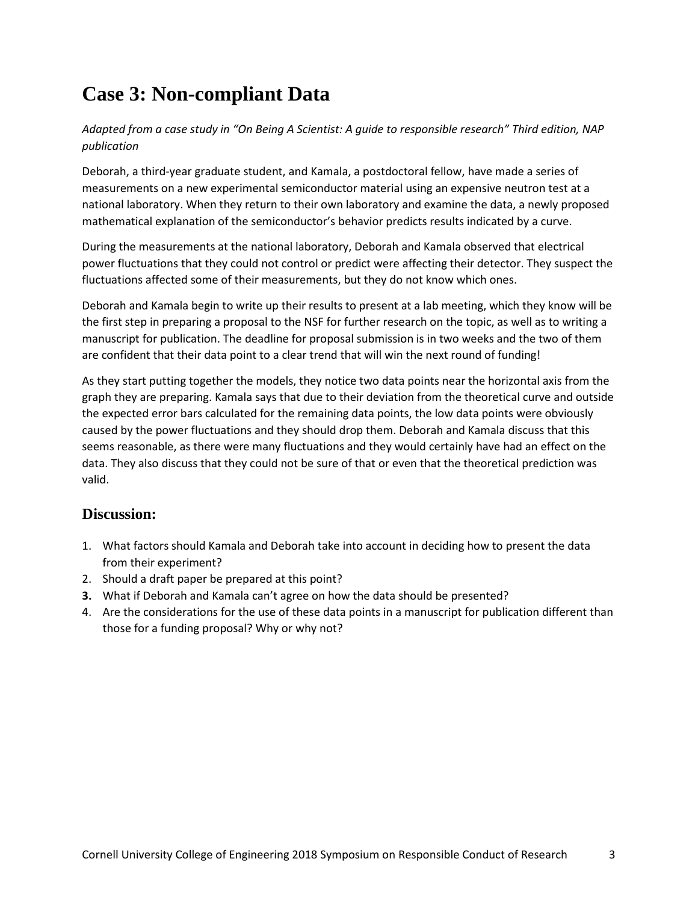# Case 3: Non-compliant Data

*Adapted from a case study in "On Being A Scientist: A guide to responsible research" Third edition, NAP publication*

Deborah, a third-year graduate student, and Kamala, a postdoctoral fellow, have made a series of measurements on a new experimental semiconductor material using an expensive neutron test at a national laboratory. When they return to their own laboratory and examine the data, a newly proposed mathematical explanation of the semiconductor's behavior predicts results indicated by a curve.

During the measurements at the national laboratory, Deborah and Kamala observed that electrical power fluctuations that they could not control or predict were affecting their detector. They suspect the fluctuations affected some of their measurements, but they do not know which ones.

Deborah and Kamala begin to write up their results to present at a lab meeting, which they know will be the first step in preparing a proposal to the NSF for further research on the topic, as well as to writing a manuscript for publication. The deadline for proposal submission is in two weeks and the two of them are confident that their data point to a clear trend that will win the next round of funding!

As they start putting together the models, they notice two data points near the horizontal axis from the graph they are preparing. Kamala says that due to their deviation from the theoretical curve and outside the expected error bars calculated for the remaining data points, the low data points were obviously caused by the power fluctuations and they should drop them. Deborah and Kamala discuss that this seems reasonable, as there were many fluctuations and they would certainly have had an effect on the data. They also discuss that they could not be sure of that or even that the theoretical prediction was valid.

## Discussion:

1. What factors should Kamala and Deborah take into account in deciding how to present the data from their experiment?
2. Should a draft paper be prepared at this point?
3. What if Deborah and Kamala can't agree on how the data should be presented?
4. Are the considerations for the use of these data points in a manuscript for publication different than those for a funding proposal? Why or why not?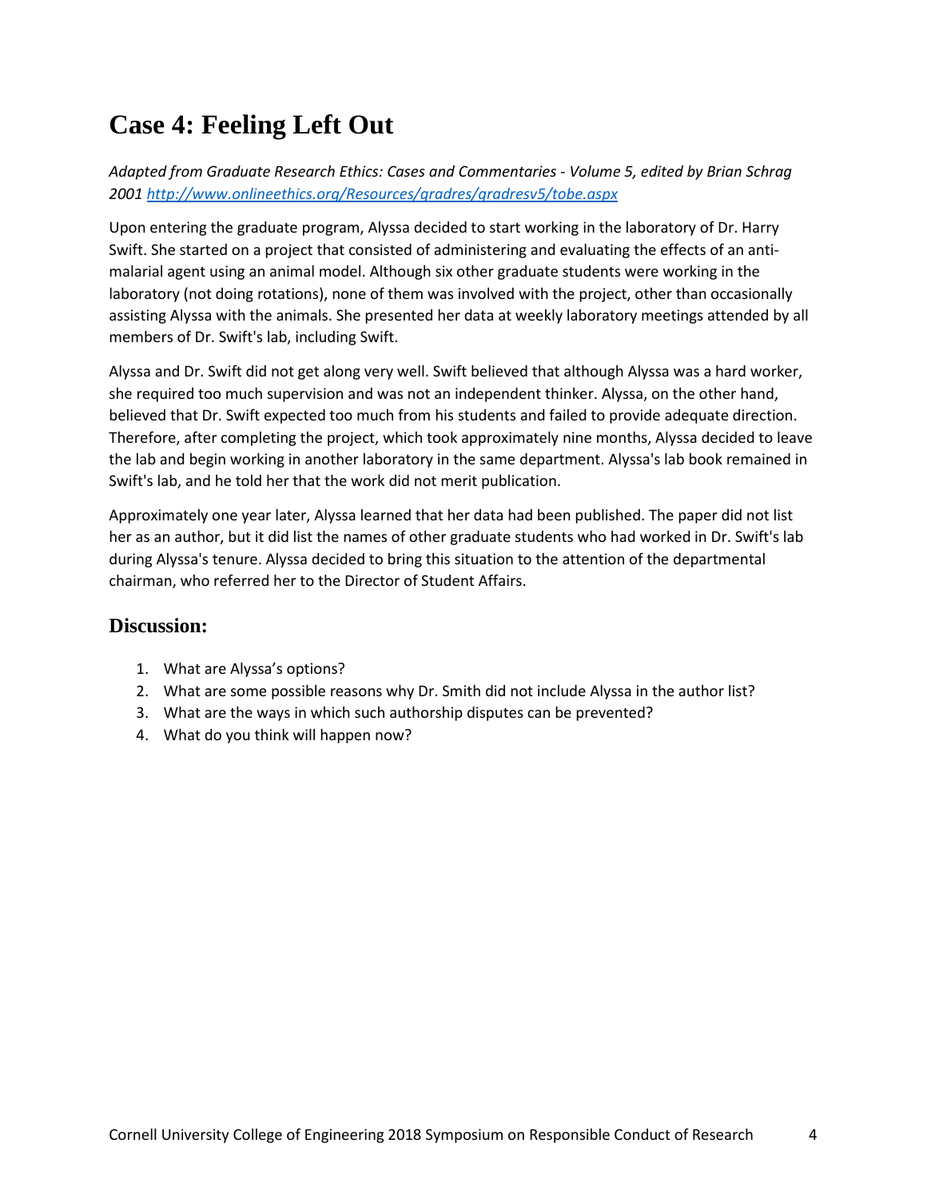# Case 4: Feeling Left Out

*Adapted from Graduate Research Ethics: Cases and Commentaries - Volume 5, edited by Brian Schrag 2001* [http://www.onlineethics.org/Resources/gradres/gradresv5/tobe.aspx](http://www.onlineethics.org/Resources/gradres/gradresv5/tobe.aspx)

Upon entering the graduate program, Alyssa decided to start working in the laboratory of Dr. Harry Swift. She started on a project that consisted of administering and evaluating the effects of an anti-malarial agent using an animal model. Although six other graduate students were working in the laboratory (not doing rotations), none of them was involved with the project, other than occasionally assisting Alyssa with the animals. She presented her data at weekly laboratory meetings attended by all members of Dr. Swift's lab, including Swift.

Alyssa and Dr. Swift did not get along very well. Swift believed that although Alyssa was a hard worker, she required too much supervision and was not an independent thinker. Alyssa, on the other hand, believed that Dr. Swift expected too much from his students and failed to provide adequate direction. Therefore, after completing the project, which took approximately nine months, Alyssa decided to leave the lab and begin working in another laboratory in the same department. Alyssa's lab book remained in Swift's lab, and he told her that the work did not merit publication.

Approximately one year later, Alyssa learned that her data had been published. The paper did not list her as an author, but it did list the names of other graduate students who had worked in Dr. Swift's lab during Alyssa's tenure. Alyssa decided to bring this situation to the attention of the departmental chairman, who referred her to the Director of Student Affairs.

## Discussion:

1. What are Alyssa's options?
2. What are some possible reasons why Dr. Smith did not include Alyssa in the author list?
3. What are the ways in which such authorship disputes can be prevented?
4. What do you think will happen now?